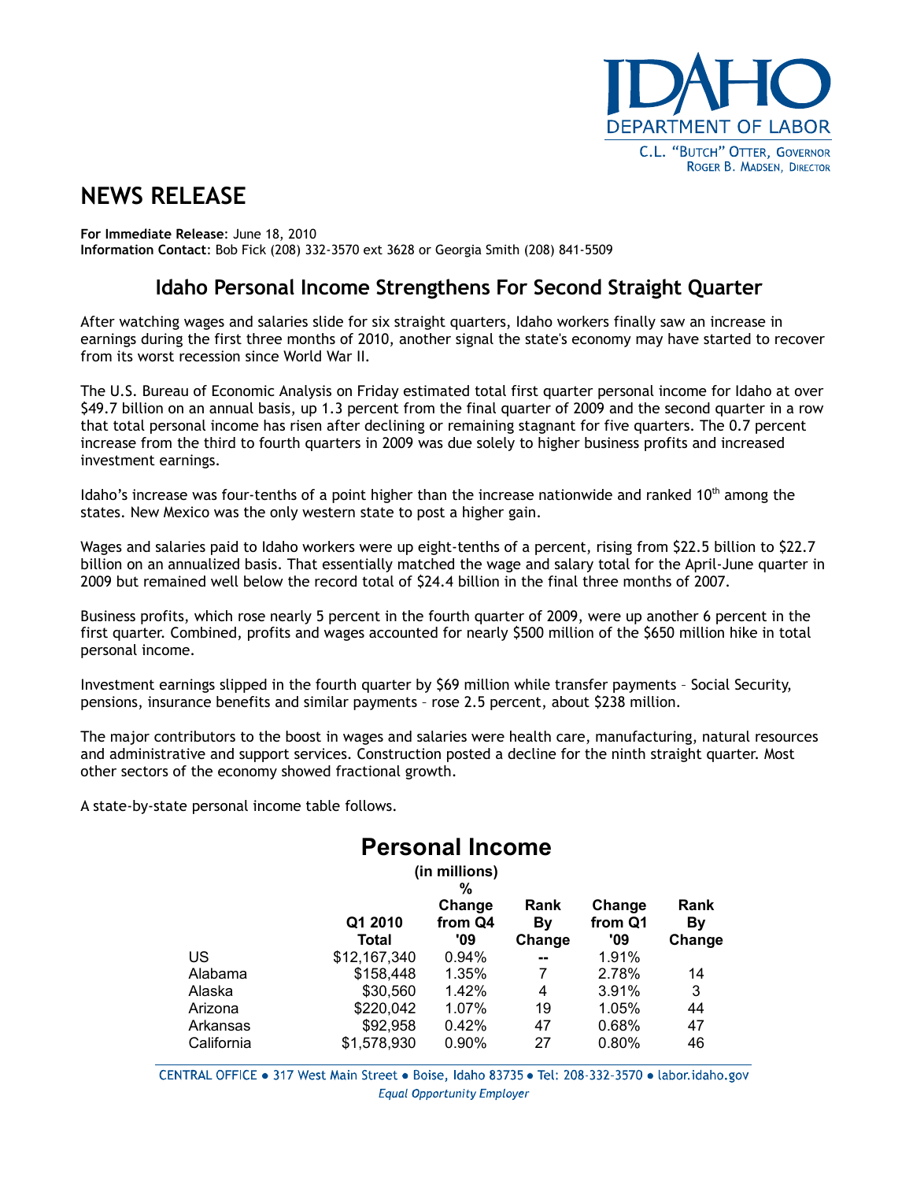IDAHO DEPARTMENT OF LABOR

C.L. "BUTCH" OTTER, GOVERNOR
ROGER B. MADSEN, DIRECTOR

# NEWS RELEASE

**For Immediate Release**: June 18, 2010
**Information Contact**: Bob Fick (208) 332-3570 ext 3628 or Georgia Smith (208) 841-5509

## Idaho Personal Income Strengthens For Second Straight Quarter

After watching wages and salaries slide for six straight quarters, Idaho workers finally saw an increase in earnings during the first three months of 2010, another signal the state's economy may have started to recover from its worst recession since World War II.

The U.S. Bureau of Economic Analysis on Friday estimated total first quarter personal income for Idaho at over $49.7 billion on an annual basis, up 1.3 percent from the final quarter of 2009 and the second quarter in a row that total personal income has risen after declining or remaining stagnant for five quarters. The 0.7 percent increase from the third to fourth quarters in 2009 was due solely to higher business profits and increased investment earnings.

Idaho's increase was four-tenths of a point higher than the increase nationwide and ranked 10th among the states. New Mexico was the only western state to post a higher gain.

Wages and salaries paid to Idaho workers were up eight-tenths of a percent, rising from $22.5 billion to $22.7 billion on an annualized basis. That essentially matched the wage and salary total for the April-June quarter in 2009 but remained well below the record total of $24.4 billion in the final three months of 2007.

Business profits, which rose nearly 5 percent in the fourth quarter of 2009, were up another 6 percent in the first quarter. Combined, profits and wages accounted for nearly $500 million of the $650 million hike in total personal income.

Investment earnings slipped in the fourth quarter by $69 million while transfer payments – Social Security, pensions, insurance benefits and similar payments – rose 2.5 percent, about $238 million.

The major contributors to the boost in wages and salaries were health care, manufacturing, natural resources and administrative and support services. Construction posted a decline for the ninth straight quarter. Most other sectors of the economy showed fractional growth.

A state-by-state personal income table follows.

## Personal Income

(in millions)

| | Q1 2010 Total | % Change from Q4 '09 | Rank By Change | Change from Q1 '09 | Rank By Change |
|---|---|---|---|---|---|
| US | $12,167,340 | 0.94% | -- | 1.91% | |
| Alabama | $158,448 | 1.35% | 7 | 2.78% | 14 |
| Alaska | $30,560 | 1.42% | 4 | 3.91% | 3 |
| Arizona | $220,042 | 1.07% | 19 | 1.05% | 44 |
| Arkansas | $92,958 | 0.42% | 47 | 0.68% | 47 |
| California | $1,578,930 | 0.90% | 27 | 0.80% | 46 |

CENTRAL OFFICE • 317 West Main Street • Boise, Idaho 83735 • Tel: 208-332-3570 • labor.idaho.gov
*Equal Opportunity Employer*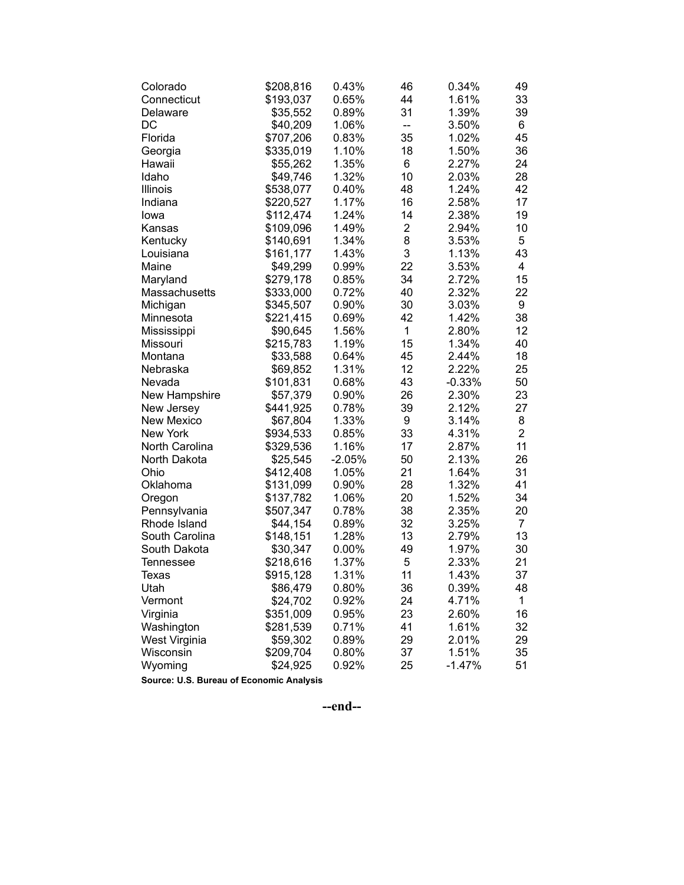| | | | | | |
|---|---|---|---|---|---|
| Colorado | $208,816 | 0.43% | 46 | 0.34% | 49 |
| Connecticut | $193,037 | 0.65% | 44 | 1.61% | 33 |
| Delaware | $35,552 | 0.89% | 31 | 1.39% | 39 |
| DC | $40,209 | 1.06% | -- | 3.50% | 6 |
| Florida | $707,206 | 0.83% | 35 | 1.02% | 45 |
| Georgia | $335,019 | 1.10% | 18 | 1.50% | 36 |
| Hawaii | $55,262 | 1.35% | 6 | 2.27% | 24 |
| Idaho | $49,746 | 1.32% | 10 | 2.03% | 28 |
| Illinois | $538,077 | 0.40% | 48 | 1.24% | 42 |
| Indiana | $220,527 | 1.17% | 16 | 2.58% | 17 |
| Iowa | $112,474 | 1.24% | 14 | 2.38% | 19 |
| Kansas | $109,096 | 1.49% | 2 | 2.94% | 10 |
| Kentucky | $140,691 | 1.34% | 8 | 3.53% | 5 |
| Louisiana | $161,177 | 1.43% | 3 | 1.13% | 43 |
| Maine | $49,299 | 0.99% | 22 | 3.53% | 4 |
| Maryland | $279,178 | 0.85% | 34 | 2.72% | 15 |
| Massachusetts | $333,000 | 0.72% | 40 | 2.32% | 22 |
| Michigan | $345,507 | 0.90% | 30 | 3.03% | 9 |
| Minnesota | $221,415 | 0.69% | 42 | 1.42% | 38 |
| Mississippi | $90,645 | 1.56% | 1 | 2.80% | 12 |
| Missouri | $215,783 | 1.19% | 15 | 1.34% | 40 |
| Montana | $33,588 | 0.64% | 45 | 2.44% | 18 |
| Nebraska | $69,852 | 1.31% | 12 | 2.22% | 25 |
| Nevada | $101,831 | 0.68% | 43 | -0.33% | 50 |
| New Hampshire | $57,379 | 0.90% | 26 | 2.30% | 23 |
| New Jersey | $441,925 | 0.78% | 39 | 2.12% | 27 |
| New Mexico | $67,804 | 1.33% | 9 | 3.14% | 8 |
| New York | $934,533 | 0.85% | 33 | 4.31% | 2 |
| North Carolina | $329,536 | 1.16% | 17 | 2.87% | 11 |
| North Dakota | $25,545 | -2.05% | 50 | 2.13% | 26 |
| Ohio | $412,408 | 1.05% | 21 | 1.64% | 31 |
| Oklahoma | $131,099 | 0.90% | 28 | 1.32% | 41 |
| Oregon | $137,782 | 1.06% | 20 | 1.52% | 34 |
| Pennsylvania | $507,347 | 0.78% | 38 | 2.35% | 20 |
| Rhode Island | $44,154 | 0.89% | 32 | 3.25% | 7 |
| South Carolina | $148,151 | 1.28% | 13 | 2.79% | 13 |
| South Dakota | $30,347 | 0.00% | 49 | 1.97% | 30 |
| Tennessee | $218,616 | 1.37% | 5 | 2.33% | 21 |
| Texas | $915,128 | 1.31% | 11 | 1.43% | 37 |
| Utah | $86,479 | 0.80% | 36 | 0.39% | 48 |
| Vermont | $24,702 | 0.92% | 24 | 4.71% | 1 |
| Virginia | $351,009 | 0.95% | 23 | 2.60% | 16 |
| Washington | $281,539 | 0.71% | 41 | 1.61% | 32 |
| West Virginia | $59,302 | 0.89% | 29 | 2.01% | 29 |
| Wisconsin | $209,704 | 0.80% | 37 | 1.51% | 35 |
| Wyoming | $24,925 | 0.92% | 25 | -1.47% | 51 |

**Source: U.S. Bureau of Economic Analysis**

**--end--**